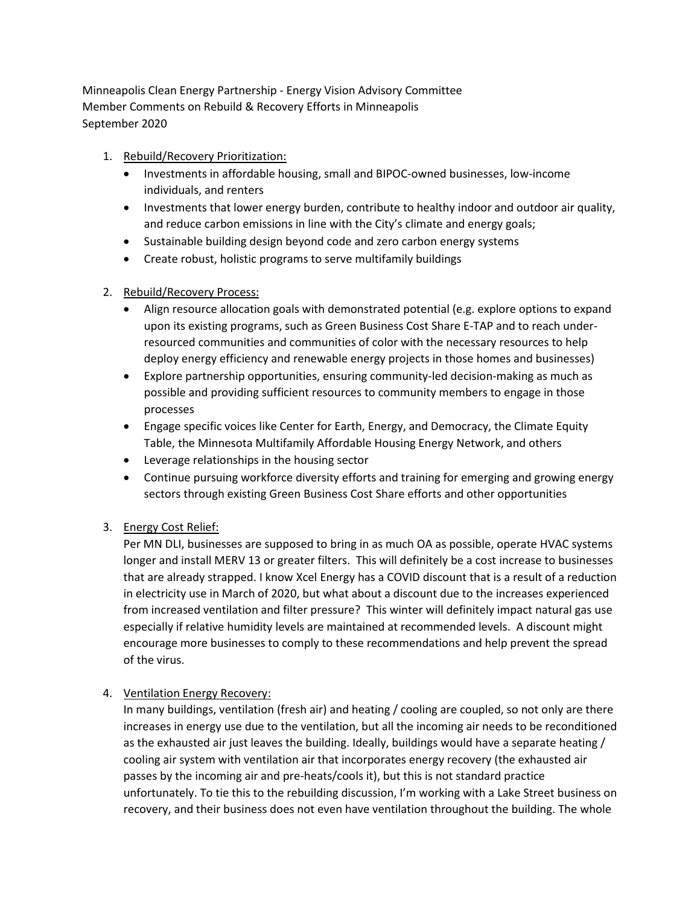Minneapolis Clean Energy Partnership - Energy Vision Advisory Committee
Member Comments on Rebuild & Recovery Efforts in Minneapolis
September 2020

1. <u>Rebuild/Recovery Prioritization:</u>
   - Investments in affordable housing, small and BIPOC-owned businesses, low-income individuals, and renters
   - Investments that lower energy burden, contribute to healthy indoor and outdoor air quality, and reduce carbon emissions in line with the City's climate and energy goals;
   - Sustainable building design beyond code and zero carbon energy systems
   - Create robust, holistic programs to serve multifamily buildings

2. <u>Rebuild/Recovery Process:</u>
   - Align resource allocation goals with demonstrated potential (e.g. explore options to expand upon its existing programs, such as Green Business Cost Share E-TAP and to reach under-resourced communities and communities of color with the necessary resources to help deploy energy efficiency and renewable energy projects in those homes and businesses)
   - Explore partnership opportunities, ensuring community-led decision-making as much as possible and providing sufficient resources to community members to engage in those processes
   - Engage specific voices like Center for Earth, Energy, and Democracy, the Climate Equity Table, the Minnesota Multifamily Affordable Housing Energy Network, and others
   - Leverage relationships in the housing sector
   - Continue pursuing workforce diversity efforts and training for emerging and growing energy sectors through existing Green Business Cost Share efforts and other opportunities

3. <u>Energy Cost Relief:</u>
   Per MN DLI, businesses are supposed to bring in as much OA as possible, operate HVAC systems longer and install MERV 13 or greater filters. This will definitely be a cost increase to businesses that are already strapped. I know Xcel Energy has a COVID discount that is a result of a reduction in electricity use in March of 2020, but what about a discount due to the increases experienced from increased ventilation and filter pressure? This winter will definitely impact natural gas use especially if relative humidity levels are maintained at recommended levels. A discount might encourage more businesses to comply to these recommendations and help prevent the spread of the virus.

4. <u>Ventilation Energy Recovery:</u>
   In many buildings, ventilation (fresh air) and heating / cooling are coupled, so not only are there increases in energy use due to the ventilation, but all the incoming air needs to be reconditioned as the exhausted air just leaves the building. Ideally, buildings would have a separate heating / cooling air system with ventilation air that incorporates energy recovery (the exhausted air passes by the incoming air and pre-heats/cools it), but this is not standard practice unfortunately. To tie this to the rebuilding discussion, I'm working with a Lake Street business on recovery, and their business does not even have ventilation throughout the building. The whole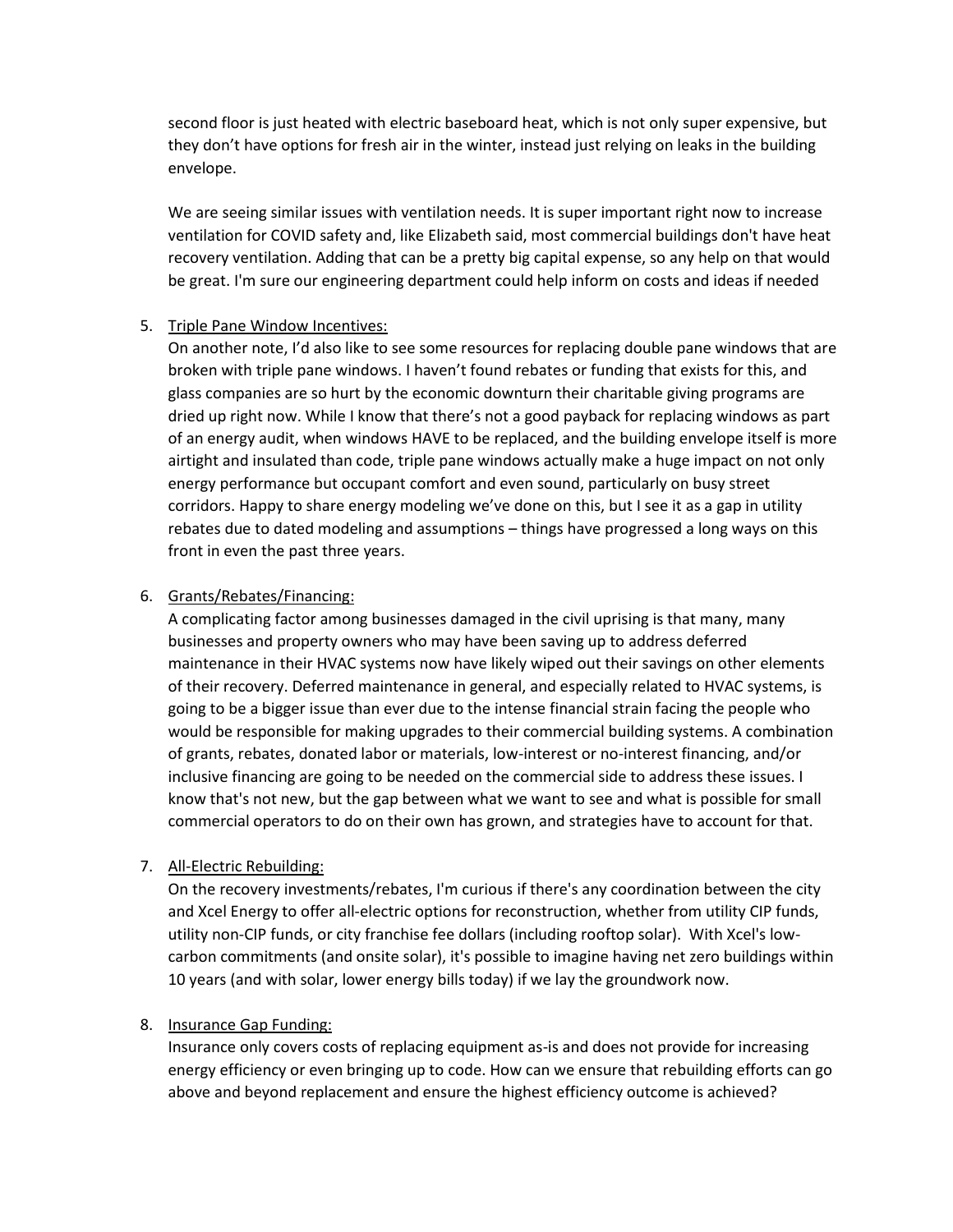second floor is just heated with electric baseboard heat, which is not only super expensive, but they don't have options for fresh air in the winter, instead just relying on leaks in the building envelope.

We are seeing similar issues with ventilation needs. It is super important right now to increase ventilation for COVID safety and, like Elizabeth said, most commercial buildings don't have heat recovery ventilation. Adding that can be a pretty big capital expense, so any help on that would be great. I'm sure our engineering department could help inform on costs and ideas if needed

5. <u>Triple Pane Window Incentives:</u>
   On another note, I'd also like to see some resources for replacing double pane windows that are broken with triple pane windows. I haven't found rebates or funding that exists for this, and glass companies are so hurt by the economic downturn their charitable giving programs are dried up right now. While I know that there's not a good payback for replacing windows as part of an energy audit, when windows HAVE to be replaced, and the building envelope itself is more airtight and insulated than code, triple pane windows actually make a huge impact on not only energy performance but occupant comfort and even sound, particularly on busy street corridors. Happy to share energy modeling we've done on this, but I see it as a gap in utility rebates due to dated modeling and assumptions – things have progressed a long ways on this front in even the past three years.

6. <u>Grants/Rebates/Financing:</u>
   A complicating factor among businesses damaged in the civil uprising is that many, many businesses and property owners who may have been saving up to address deferred maintenance in their HVAC systems now have likely wiped out their savings on other elements of their recovery. Deferred maintenance in general, and especially related to HVAC systems, is going to be a bigger issue than ever due to the intense financial strain facing the people who would be responsible for making upgrades to their commercial building systems. A combination of grants, rebates, donated labor or materials, low-interest or no-interest financing, and/or inclusive financing are going to be needed on the commercial side to address these issues. I know that's not new, but the gap between what we want to see and what is possible for small commercial operators to do on their own has grown, and strategies have to account for that.

7. <u>All-Electric Rebuilding:</u>
   On the recovery investments/rebates, I'm curious if there's any coordination between the city and Xcel Energy to offer all-electric options for reconstruction, whether from utility CIP funds, utility non-CIP funds, or city franchise fee dollars (including rooftop solar). With Xcel's low-carbon commitments (and onsite solar), it's possible to imagine having net zero buildings within 10 years (and with solar, lower energy bills today) if we lay the groundwork now.

8. <u>Insurance Gap Funding:</u>
   Insurance only covers costs of replacing equipment as-is and does not provide for increasing energy efficiency or even bringing up to code. How can we ensure that rebuilding efforts can go above and beyond replacement and ensure the highest efficiency outcome is achieved?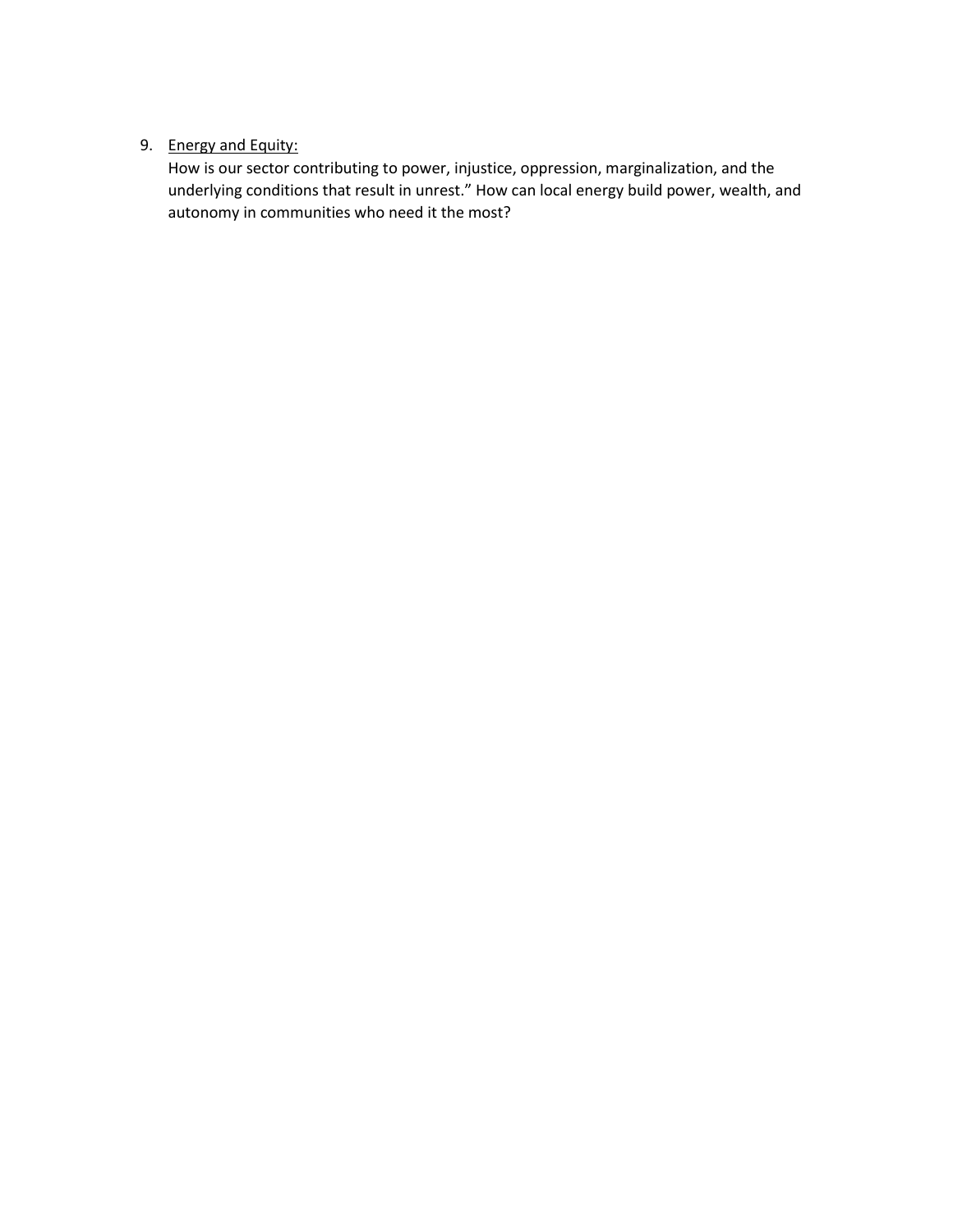9. <u>Energy and Equity:</u>
   How is our sector contributing to power, injustice, oppression, marginalization, and the underlying conditions that result in unrest." How can local energy build power, wealth, and autonomy in communities who need it the most?